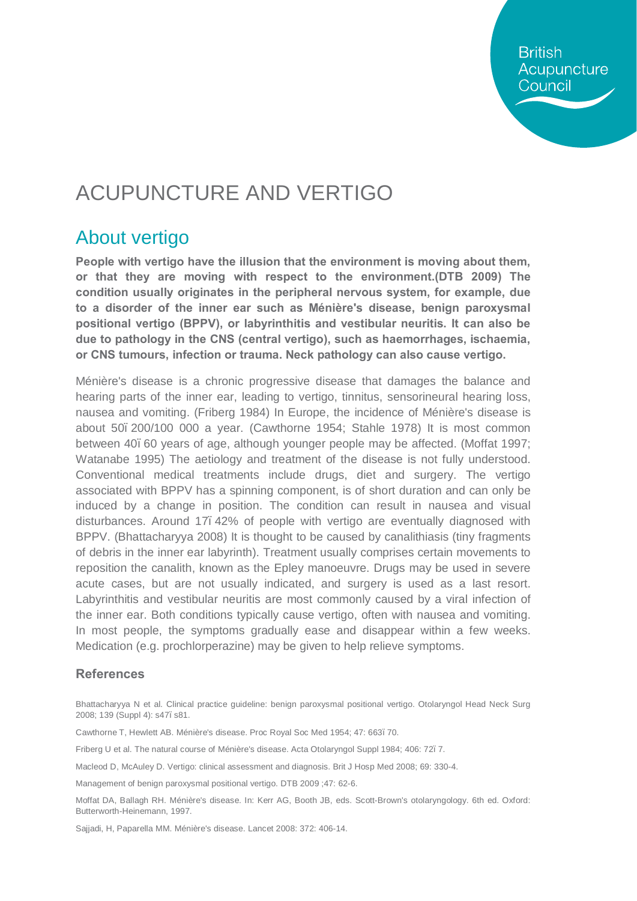# ACUPUNCTURE AND VERTIGO

## About vertigo

**People with vertigo have the illusion that the environment is moving about them, or that they are moving with respect to the environment.(DTB 2009) The condition usually originates in the peripheral nervous system, for example, due to a disorder of the inner ear such as Ménière's disease, benign paroxysmal positional vertigo (BPPV), or labyrinthitis and vestibular neuritis. It can also be due to pathology in the CNS (central vertigo), such as haemorrhages, ischaemia, or CNS tumours, infection or trauma. Neck pathology can also cause vertigo.**

Ménière's disease is a chronic progressive disease that damages the balance and hearing parts of the inner ear, leading to vertigo, tinnitus, sensorineural hearing loss, nausea and vomiting. (Friberg 1984) In Europe, the incidence of Ménière's disease is about 50ï 200/100 000 a year. (Cawthorne 1954; Stahle 1978) It is most common between 40ï 60 years of age, although younger people may be affected. (Moffat 1997; Watanabe 1995) The aetiology and treatment of the disease is not fully understood. Conventional medical treatments include drugs, diet and surgery. The vertigo associated with BPPV has a spinning component, is of short duration and can only be induced by a change in position. The condition can result in nausea and visual disturbances. Around 17ï 42% of people with vertigo are eventually diagnosed with BPPV. (Bhattacharyya 2008) It is thought to be caused by canalithiasis (tiny fragments of debris in the inner ear labyrinth). Treatment usually comprises certain movements to reposition the canalith, known as the Epley manoeuvre. Drugs may be used in severe acute cases, but are not usually indicated, and surgery is used as a last resort. Labyrinthitis and vestibular neuritis are most commonly caused by a viral infection of the inner ear. Both conditions typically cause vertigo, often with nausea and vomiting. In most people, the symptoms gradually ease and disappear within a few weeks. Medication (e.g. prochlorperazine) may be given to help relieve symptoms.

### References

Bhattacharyya N et al. Clinical practice guideline: benign paroxysmal positional vertigo. Otolaryngol Head Neck Surg 2008; 139 (Suppl 4): s47ï s81.

Cawthorne T, Hewlett AB. Ménière's disease. Proc Royal Soc Med 1954; 47: 663ï 70.

Friberg U et al. The natural course of Ménière's disease. Acta Otolaryngol Suppl 1984; 406: 72ï 7.

Macleod D, McAuley D. Vertigo: clinical assessment and diagnosis. Brit J Hosp Med 2008; 69: 330-4.

Management of benign paroxysmal positional vertigo. DTB 2009 ;47: 62-6.

Moffat DA, Ballagh RH. Ménière's disease. In: Kerr AG, Booth JB, eds. Scott-Brown's otolaryngology. 6th ed. Oxford: Butterworth-Heinemann, 1997.

Sajjadi, H, Paparella MM. Ménière's disease. Lancet 2008: 372: 406-14.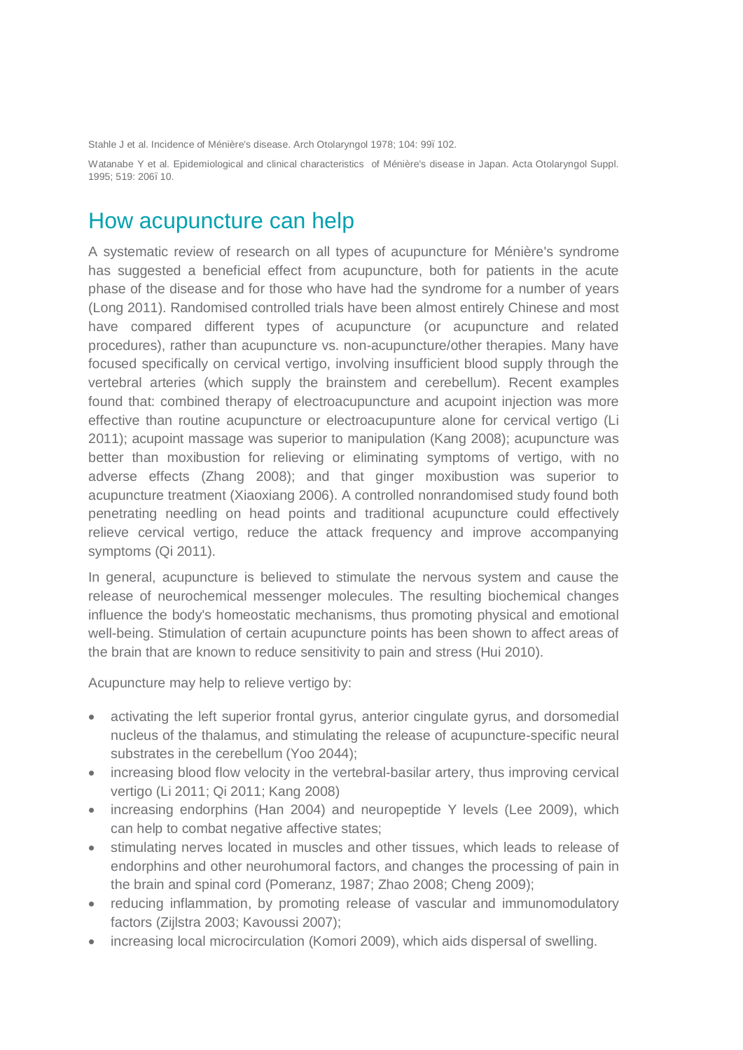Stahle J et al. Incidence of Ménière's disease. Arch Otolaryngol 1978; 104: 99ï 102.

Watanabe Y et al. Epidemiological and clinical characteristics of Ménière's disease in Japan. Acta Otolaryngol Suppl. 1995; 519: 206ï 10.

## How acupuncture can help

A systematic review of research on all types of acupuncture for Ménière's syndrome has suggested a beneficial effect from acupuncture, both for patients in the acute phase of the disease and for those who have had the syndrome for a number of years (Long 2011). Randomised controlled trials have been almost entirely Chinese and most have compared different types of acupuncture (or acupuncture and related procedures), rather than acupuncture vs. non-acupuncture/other therapies. Many have focused specifically on cervical vertigo, involving insufficient blood supply through the vertebral arteries (which supply the brainstem and cerebellum). Recent examples found that: combined therapy of electroacupuncture and acupoint injection was more effective than routine acupuncture or electroacupunture alone for cervical vertigo (Li 2011); acupoint massage was superior to manipulation (Kang 2008); acupuncture was better than moxibustion for relieving or eliminating symptoms of vertigo, with no adverse effects (Zhang 2008); and that ginger moxibustion was superior to acupuncture treatment (Xiaoxiang 2006). A controlled nonrandomised study found both penetrating needling on head points and traditional acupuncture could effectively relieve cervical vertigo, reduce the attack frequency and improve accompanying symptoms (Qi 2011).

In general, acupuncture is believed to stimulate the nervous system and cause the release of neurochemical messenger molecules. The resulting biochemical changes influence the body's homeostatic mechanisms, thus promoting physical and emotional well-being. Stimulation of certain acupuncture points has been shown to affect areas of the brain that are known to reduce sensitivity to pain and stress (Hui 2010).

Acupuncture may help to relieve vertigo by:

- activating the left superior frontal gyrus, anterior cingulate gyrus, and dorsomedial nucleus of the thalamus, and stimulating the release of acupuncture-specific neural substrates in the cerebellum (Yoo 2044);
- increasing blood flow velocity in the vertebral-basilar artery, thus improving cervical vertigo (Li 2011; Qi 2011; Kang 2008)
- increasing endorphins (Han 2004) and neuropeptide Y levels (Lee 2009), which can help to combat negative affective states;
- stimulating nerves located in muscles and other tissues, which leads to release of endorphins and other neurohumoral factors, and changes the processing of pain in the brain and spinal cord (Pomeranz, 1987; Zhao 2008; Cheng 2009);
- reducing inflammation, by promoting release of vascular and immunomodulatory factors (Zijlstra 2003; Kavoussi 2007);
- increasing local microcirculation (Komori 2009), which aids dispersal of swelling.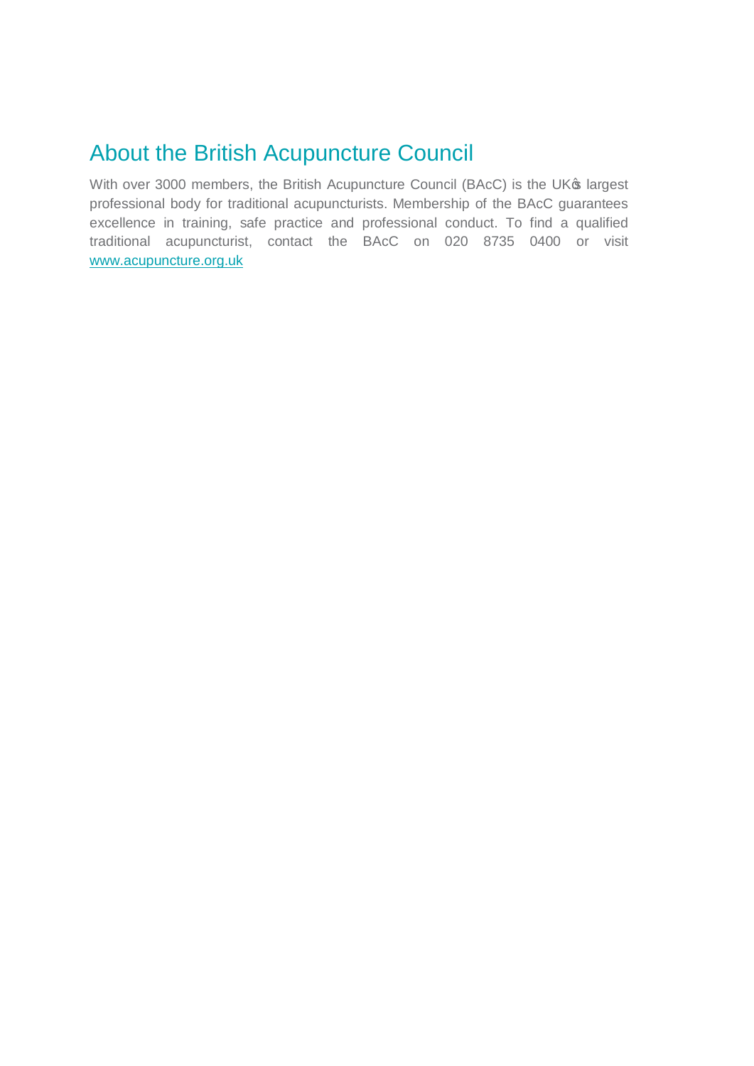## About the British Acupuncture Council

With over 3000 members, the British Acupuncture Council (BAcC) is the UK's largest professional body for traditional acupuncturists. Membership of the BAcC guarantees excellence in training, safe practice and professional conduct. To find a qualified traditional acupuncturist, contact the BAcC on 020 8735 0400 or visit www.acupuncture.org.uk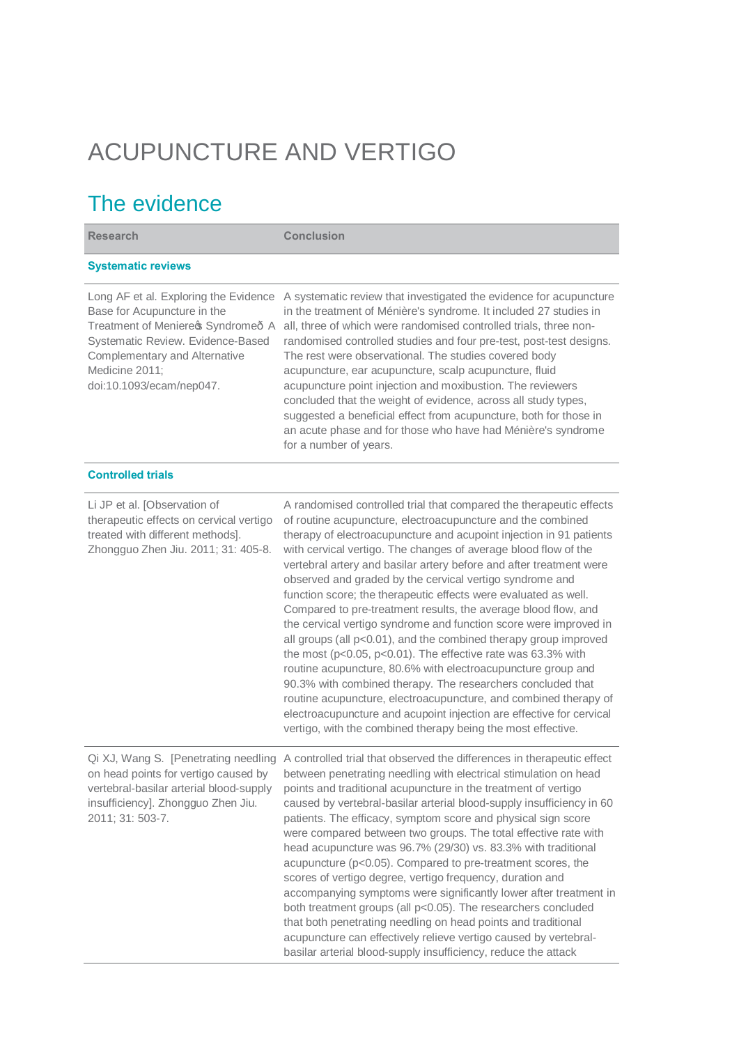# ACUPUNCTURE AND VERTIGO

## The evidence

| Research | Conclusion |
|---|---|
| **Systematic reviews** | |
| Long AF et al. Exploring the Evidence Base for Acupuncture in the Treatment of Menieres Syndrome A Systematic Review. Evidence-Based Complementary and Alternative Medicine 2011; doi:10.1093/ecam/nep047. | A systematic review that investigated the evidence for acupuncture in the treatment of Ménière's syndrome. It included 27 studies in all, three of which were randomised controlled trials, three non-randomised controlled studies and four pre-test, post-test designs. The rest were observational. The studies covered body acupuncture, ear acupuncture, scalp acupuncture, fluid acupuncture point injection and moxibustion. The reviewers concluded that the weight of evidence, across all study types, suggested a beneficial effect from acupuncture, both for those in an acute phase and for those who have had Ménière's syndrome for a number of years. |
| **Controlled trials** | |
| Li JP et al. [Observation of therapeutic effects on cervical vertigo treated with different methods]. Zhongguo Zhen Jiu. 2011; 31: 405-8. | A randomised controlled trial that compared the therapeutic effects of routine acupuncture, electroacupuncture and the combined therapy of electroacupuncture and acupoint injection in 91 patients with cervical vertigo. The changes of average blood flow of the vertebral artery and basilar artery before and after treatment were observed and graded by the cervical vertigo syndrome and function score; the therapeutic effects were evaluated as well. Compared to pre-treatment results, the average blood flow, and the cervical vertigo syndrome and function score were improved in all groups (all $p<0.01$), and the combined therapy group improved the most ($p<0.05$, $p<0.01$). The effective rate was 63.3% with routine acupuncture, 80.6% with electroacupuncture group and 90.3% with combined therapy. The researchers concluded that routine acupuncture, electroacupuncture, and combined therapy of electroacupuncture and acupoint injection are effective for cervical vertigo, with the combined therapy being the most effective. |
| Qi XJ, Wang S. [Penetrating needling on head points for vertigo caused by vertebral-basilar arterial blood-supply insufficiency]. Zhongguo Zhen Jiu. 2011; 31: 503-7. | A controlled trial that observed the differences in therapeutic effect between penetrating needling with electrical stimulation on head points and traditional acupuncture in the treatment of vertigo caused by vertebral-basilar arterial blood-supply insufficiency in 60 patients. The efficacy, symptom score and physical sign score were compared between two groups. The total effective rate with head acupuncture was 96.7% (29/30) vs. 83.3% with traditional acupuncture ($p<0.05$). Compared to pre-treatment scores, the scores of vertigo degree, vertigo frequency, duration and accompanying symptoms were significantly lower after treatment in both treatment groups (all $p<0.05$). The researchers concluded that both penetrating needling on head points and traditional acupuncture can effectively relieve vertigo caused by vertebral-basilar arterial blood-supply insufficiency, reduce the attack |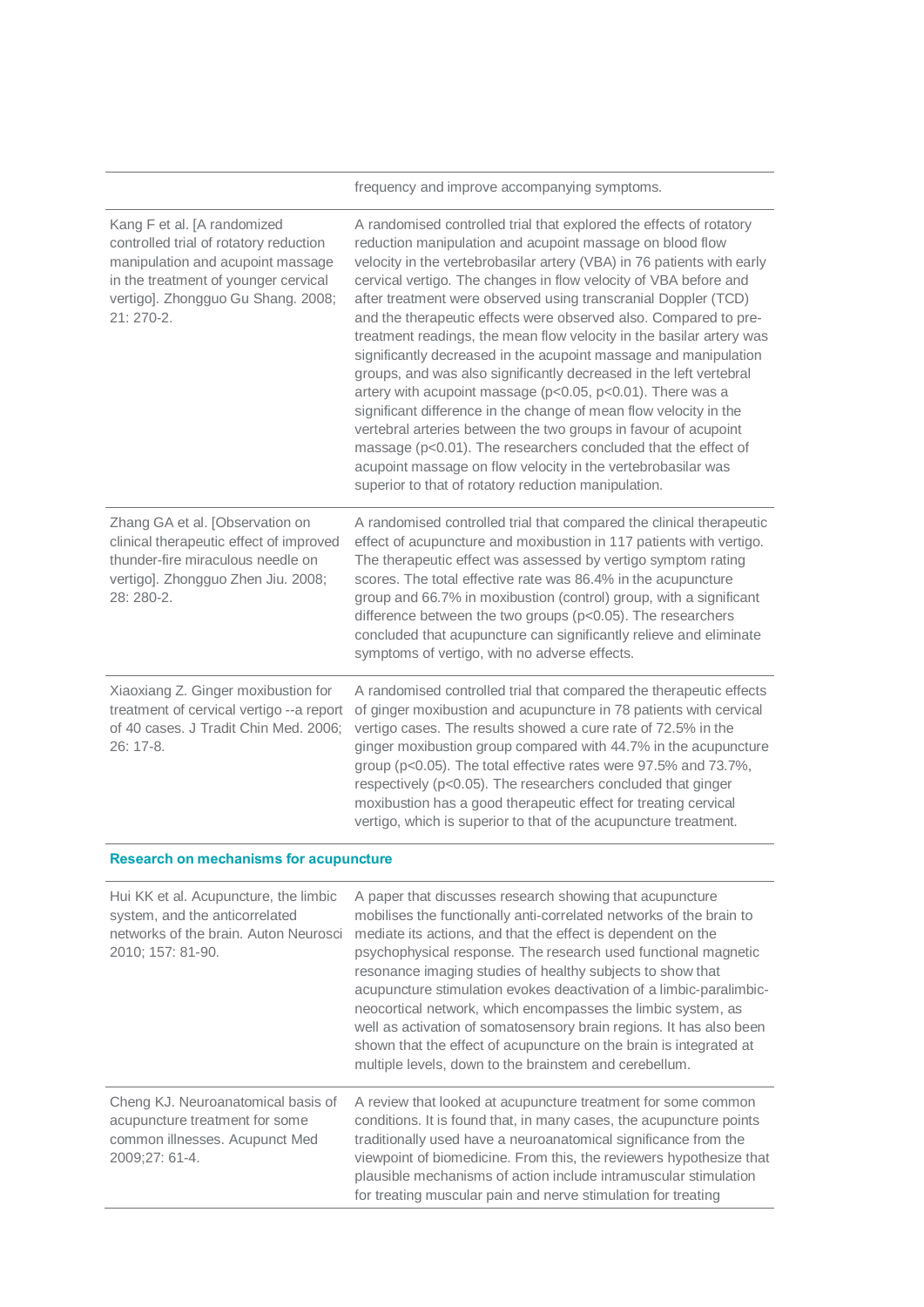| | |
|---|---|
| | frequency and improve accompanying symptoms. |
| Kang F et al. [A randomized controlled trial of rotatory reduction manipulation and acupoint massage in the treatment of younger cervical vertigo]. Zhongguo Gu Shang. 2008; 21: 270-2. | A randomised controlled trial that explored the effects of rotatory reduction manipulation and acupoint massage on blood flow velocity in the vertebrobasilar artery (VBA) in 76 patients with early cervical vertigo. The changes in flow velocity of VBA before and after treatment were observed using transcranial Doppler (TCD) and the therapeutic effects were observed also. Compared to pre-treatment readings, the mean flow velocity in the basilar artery was significantly decreased in the acupoint massage and manipulation groups, and was also significantly decreased in the left vertebral artery with acupoint massage ($p<0.05$, $p<0.01$). There was a significant difference in the change of mean flow velocity in the vertebral arteries between the two groups in favour of acupoint massage ($p<0.01$). The researchers concluded that the effect of acupoint massage on flow velocity in the vertebrobasilar was superior to that of rotatory reduction manipulation. |
| Zhang GA et al. [Observation on clinical therapeutic effect of improved thunder-fire miraculous needle on vertigo]. Zhongguo Zhen Jiu. 2008; 28: 280-2. | A randomised controlled trial that compared the clinical therapeutic effect of acupuncture and moxibustion in 117 patients with vertigo. The therapeutic effect was assessed by vertigo symptom rating scores. The total effective rate was 86.4% in the acupuncture group and 66.7% in moxibustion (control) group, with a significant difference between the two groups ($p<0.05$). The researchers concluded that acupuncture can significantly relieve and eliminate symptoms of vertigo, with no adverse effects. |
| Xiaoxiang Z. Ginger moxibustion for treatment of cervical vertigo --a report of 40 cases. J Tradit Chin Med. 2006; 26: 17-8. | A randomised controlled trial that compared the therapeutic effects of ginger moxibustion and acupuncture in 78 patients with cervical vertigo cases. The results showed a cure rate of 72.5% in the ginger moxibustion group compared with 44.7% in the acupuncture group ($p<0.05$). The total effective rates were 97.5% and 73.7%, respectively ($p<0.05$). The researchers concluded that ginger moxibustion has a good therapeutic effect for treating cervical vertigo, which is superior to that of the acupuncture treatment. |
| **Research on mechanisms for acupuncture** | |
| Hui KK et al. Acupuncture, the limbic system, and the anticorrelated networks of the brain. Auton Neurosci 2010; 157: 81-90. | A paper that discusses research showing that acupuncture mobilises the functionally anti-correlated networks of the brain to mediate its actions, and that the effect is dependent on the psychophysical response. The research used functional magnetic resonance imaging studies of healthy subjects to show that acupuncture stimulation evokes deactivation of a limbic-paralimbic-neocortical network, which encompasses the limbic system, as well as activation of somatosensory brain regions. It has also been shown that the effect of acupuncture on the brain is integrated at multiple levels, down to the brainstem and cerebellum. |
| Cheng KJ. Neuroanatomical basis of acupuncture treatment for some common illnesses. Acupunct Med 2009;27: 61-4. | A review that looked at acupuncture treatment for some common conditions. It is found that, in many cases, the acupuncture points traditionally used have a neuroanatomical significance from the viewpoint of biomedicine. From this, the reviewers hypothesize that plausible mechanisms of action include intramuscular stimulation for treating muscular pain and nerve stimulation for treating |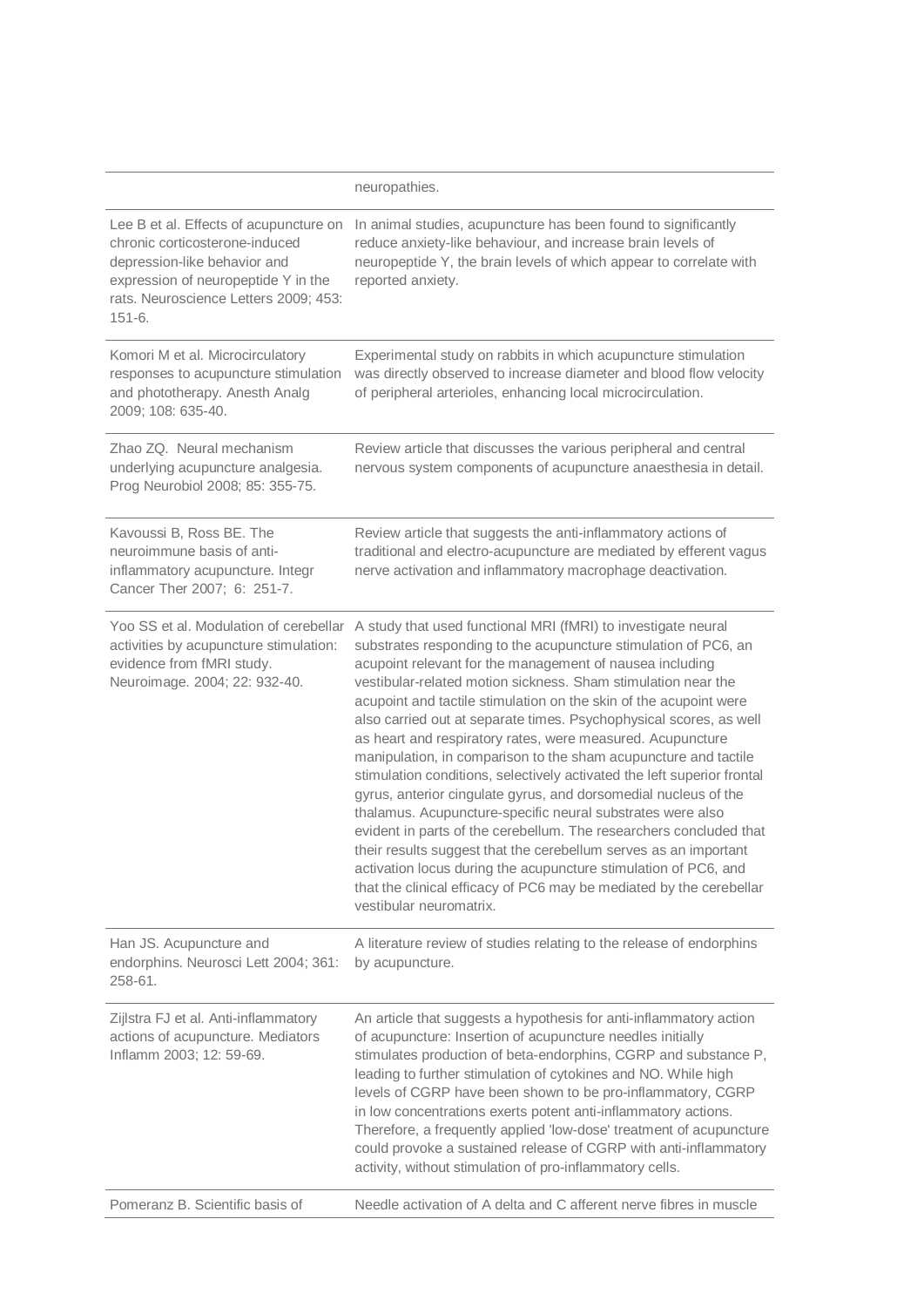| | |
|---|---|
| | neuropathies. |
| Lee B et al. Effects of acupuncture on chronic corticosterone-induced depression-like behavior and expression of neuropeptide Y in the rats. Neuroscience Letters 2009; 453: 151-6. | In animal studies, acupuncture has been found to significantly reduce anxiety-like behaviour, and increase brain levels of neuropeptide Y, the brain levels of which appear to correlate with reported anxiety. |
| Komori M et al. Microcirculatory responses to acupuncture stimulation and phototherapy. Anesth Analg 2009; 108: 635-40. | Experimental study on rabbits in which acupuncture stimulation was directly observed to increase diameter and blood flow velocity of peripheral arterioles, enhancing local microcirculation. |
| Zhao ZQ. Neural mechanism underlying acupuncture analgesia. Prog Neurobiol 2008; 85: 355-75. | Review article that discusses the various peripheral and central nervous system components of acupuncture anaesthesia in detail. |
| Kavoussi B, Ross BE. The neuroimmune basis of anti-inflammatory acupuncture. Integr Cancer Ther 2007; 6: 251-7. | Review article that suggests the anti-inflammatory actions of traditional and electro-acupuncture are mediated by efferent vagus nerve activation and inflammatory macrophage deactivation. |
| Yoo SS et al. Modulation of cerebellar activities by acupuncture stimulation: evidence from fMRI study. Neuroimage. 2004; 22: 932-40. | A study that used functional MRI (fMRI) to investigate neural substrates responding to the acupuncture stimulation of PC6, an acupoint relevant for the management of nausea including vestibular-related motion sickness. Sham stimulation near the acupoint and tactile stimulation on the skin of the acupoint were also carried out at separate times. Psychophysical scores, as well as heart and respiratory rates, were measured. Acupuncture manipulation, in comparison to the sham acupuncture and tactile stimulation conditions, selectively activated the left superior frontal gyrus, anterior cingulate gyrus, and dorsomedial nucleus of the thalamus. Acupuncture-specific neural substrates were also evident in parts of the cerebellum. The researchers concluded that their results suggest that the cerebellum serves as an important activation locus during the acupuncture stimulation of PC6, and that the clinical efficacy of PC6 may be mediated by the cerebellar vestibular neuromatrix. |
| Han JS. Acupuncture and endorphins. Neurosci Lett 2004; 361: 258-61. | A literature review of studies relating to the release of endorphins by acupuncture. |
| Zijlstra FJ et al. Anti-inflammatory actions of acupuncture. Mediators Inflamm 2003; 12: 59-69. | An article that suggests a hypothesis for anti-inflammatory action of acupuncture: Insertion of acupuncture needles initially stimulates production of beta-endorphins, CGRP and substance P, leading to further stimulation of cytokines and NO. While high levels of CGRP have been shown to be pro-inflammatory, CGRP in low concentrations exerts potent anti-inflammatory actions. Therefore, a frequently applied 'low-dose' treatment of acupuncture could provoke a sustained release of CGRP with anti-inflammatory activity, without stimulation of pro-inflammatory cells. |
| Pomeranz B. Scientific basis of | Needle activation of A delta and C afferent nerve fibres in muscle |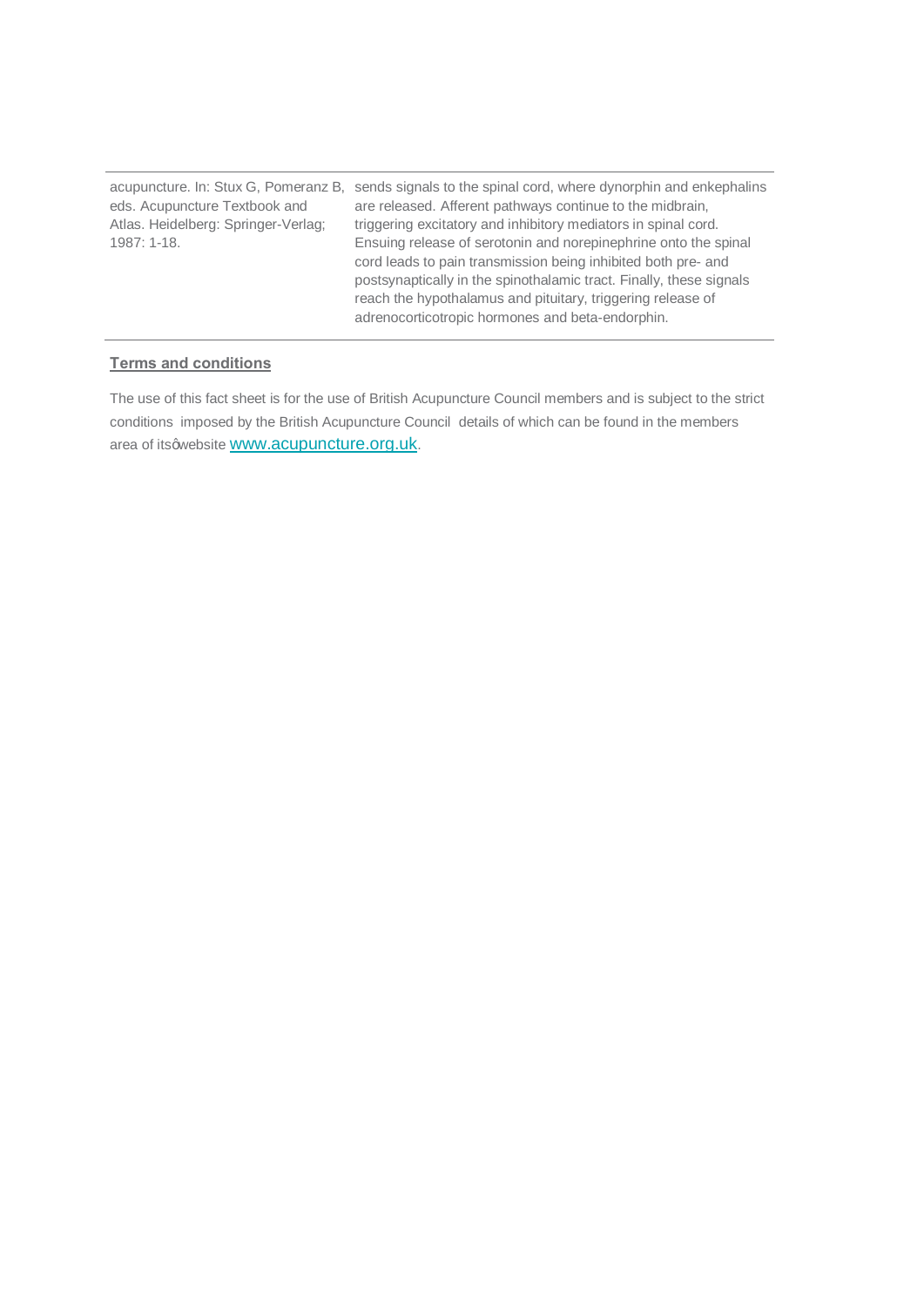| | |
|---|---|
| acupuncture. In: Stux G, Pomeranz B, eds. Acupuncture Textbook and Atlas. Heidelberg: Springer-Verlag; 1987: 1-18. | sends signals to the spinal cord, where dynorphin and enkephalins are released. Afferent pathways continue to the midbrain, triggering excitatory and inhibitory mediators in spinal cord. Ensuing release of serotonin and norepinephrine onto the spinal cord leads to pain transmission being inhibited both pre- and postsynaptically in the spinothalamic tract. Finally, these signals reach the hypothalamus and pituitary, triggering release of adrenocorticotropic hormones and beta-endorphin. |

**Terms and conditions**

The use of this fact sheet is for the use of British Acupuncture Council members and is subject to the strict conditions imposed by the British Acupuncture Council details of which can be found in the members area of its website www.acupuncture.org.uk.